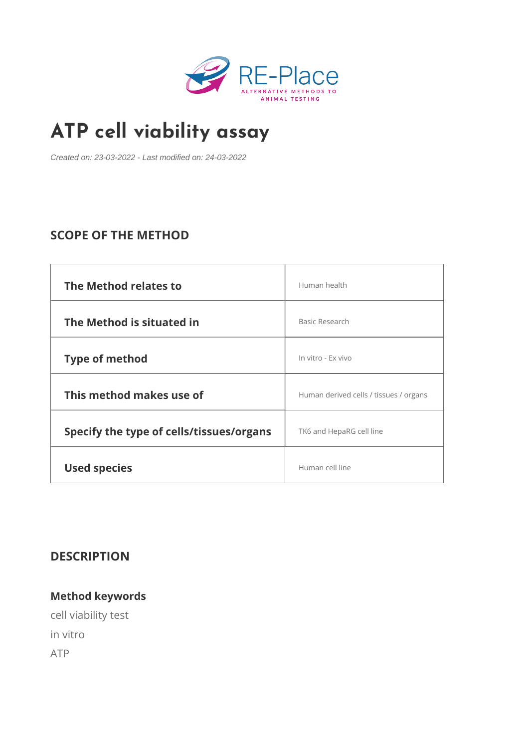# ATP cell viability assay

*Created on: 23-03-2022 - Last modified on: 24-03-2022*

## SCOPE OF THE METHOD

| | |
|---|---|
| **The Method relates to** | Human health |
| **The Method is situated in** | Basic Research |
| **Type of method** | In vitro - Ex vivo |
| **This method makes use of** | Human derived cells / tissues / organs |
| **Specify the type of cells/tissues/organs** | TK6 and HepaRG cell line |
| **Used species** | Human cell line |

## DESCRIPTION

### Method keywords

cell viability test

in vitro

ATP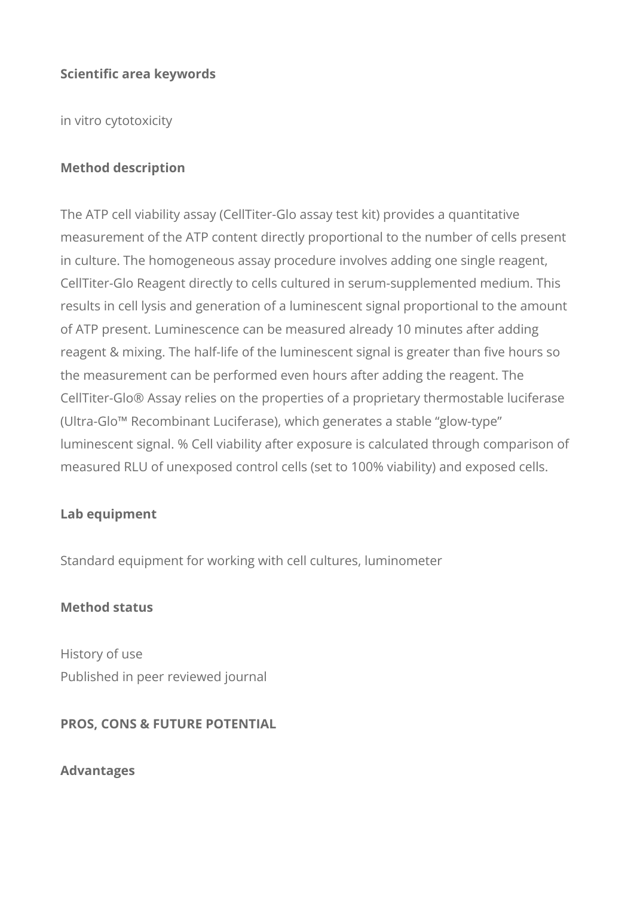**Scientific area keywords**

in vitro cytotoxicity

**Method description**

The ATP cell viability assay (CellTiter-Glo assay test kit) provides a quantitative measurement of the ATP content directly proportional to the number of cells present in culture. The homogeneous assay procedure involves adding one single reagent, CellTiter-Glo Reagent directly to cells cultured in serum-supplemented medium. This results in cell lysis and generation of a luminescent signal proportional to the amount of ATP present. Luminescence can be measured already 10 minutes after adding reagent & mixing. The half-life of the luminescent signal is greater than five hours so the measurement can be performed even hours after adding the reagent. The CellTiter-Glo® Assay relies on the properties of a proprietary thermostable luciferase (Ultra-Glo™ Recombinant Luciferase), which generates a stable "glow-type" luminescent signal. % Cell viability after exposure is calculated through comparison of measured RLU of unexposed control cells (set to 100% viability) and exposed cells.

**Lab equipment**

Standard equipment for working with cell cultures, luminometer

**Method status**

History of use
Published in peer reviewed journal

**PROS, CONS & FUTURE POTENTIAL**

**Advantages**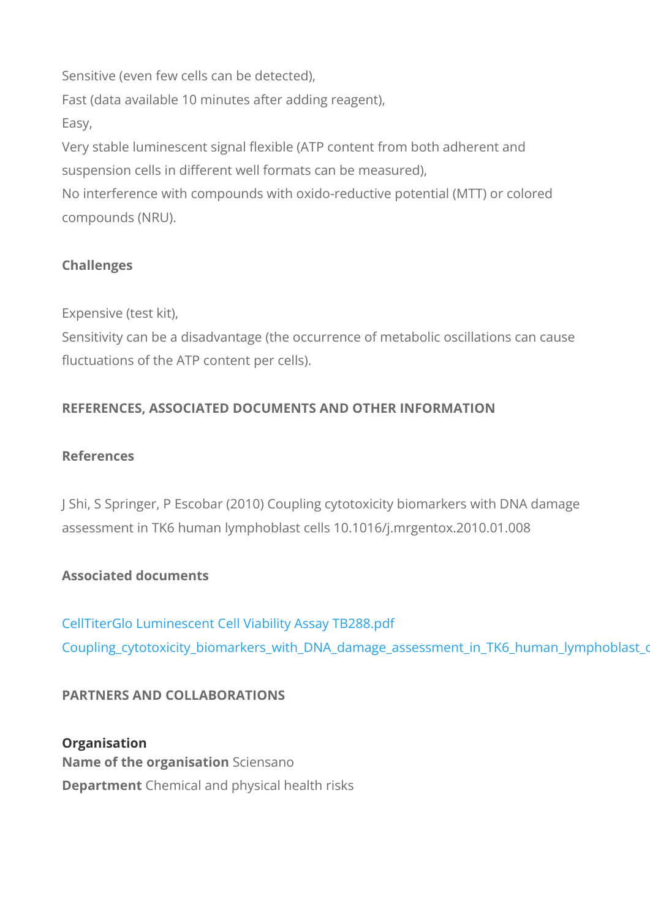Sensitive (even few cells can be detected),
Fast (data available 10 minutes after adding reagent),
Easy,
Very stable luminescent signal flexible (ATP content from both adherent and suspension cells in different well formats can be measured),
No interference with compounds with oxido-reductive potential (MTT) or colored compounds (NRU).

### Challenges

Expensive (test kit),
Sensitivity can be a disadvantage (the occurrence of metabolic oscillations can cause fluctuations of the ATP content per cells).

## REFERENCES, ASSOCIATED DOCUMENTS AND OTHER INFORMATION

### References

J Shi, S Springer, P Escobar (2010) Coupling cytotoxicity biomarkers with DNA damage assessment in TK6 human lymphoblast cells 10.1016/j.mrgentox.2010.01.008

### Associated documents

CellTiterGlo Luminescent Cell Viability Assay TB288.pdf
Coupling_cytotoxicity_biomarkers_with_DNA_damage_assessment_in_TK6_human_lymphoblast_c

## PARTNERS AND COLLABORATIONS

**Organisation**
**Name of the organisation** Sciensano
**Department** Chemical and physical health risks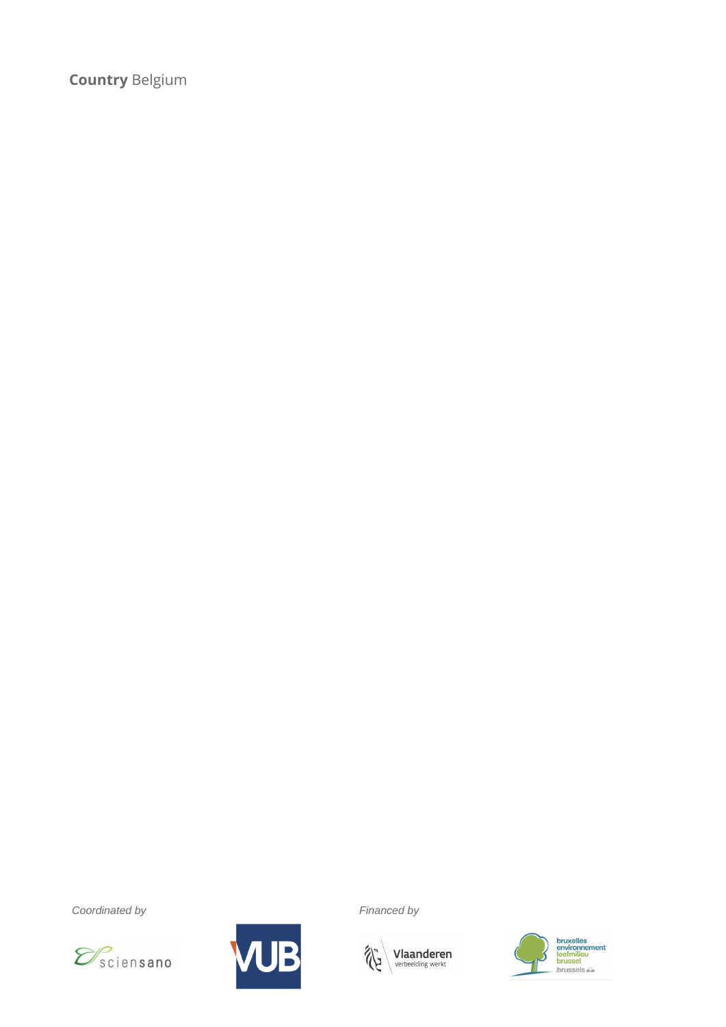**Country** Belgium

*Coordinated by*

*Financed by*